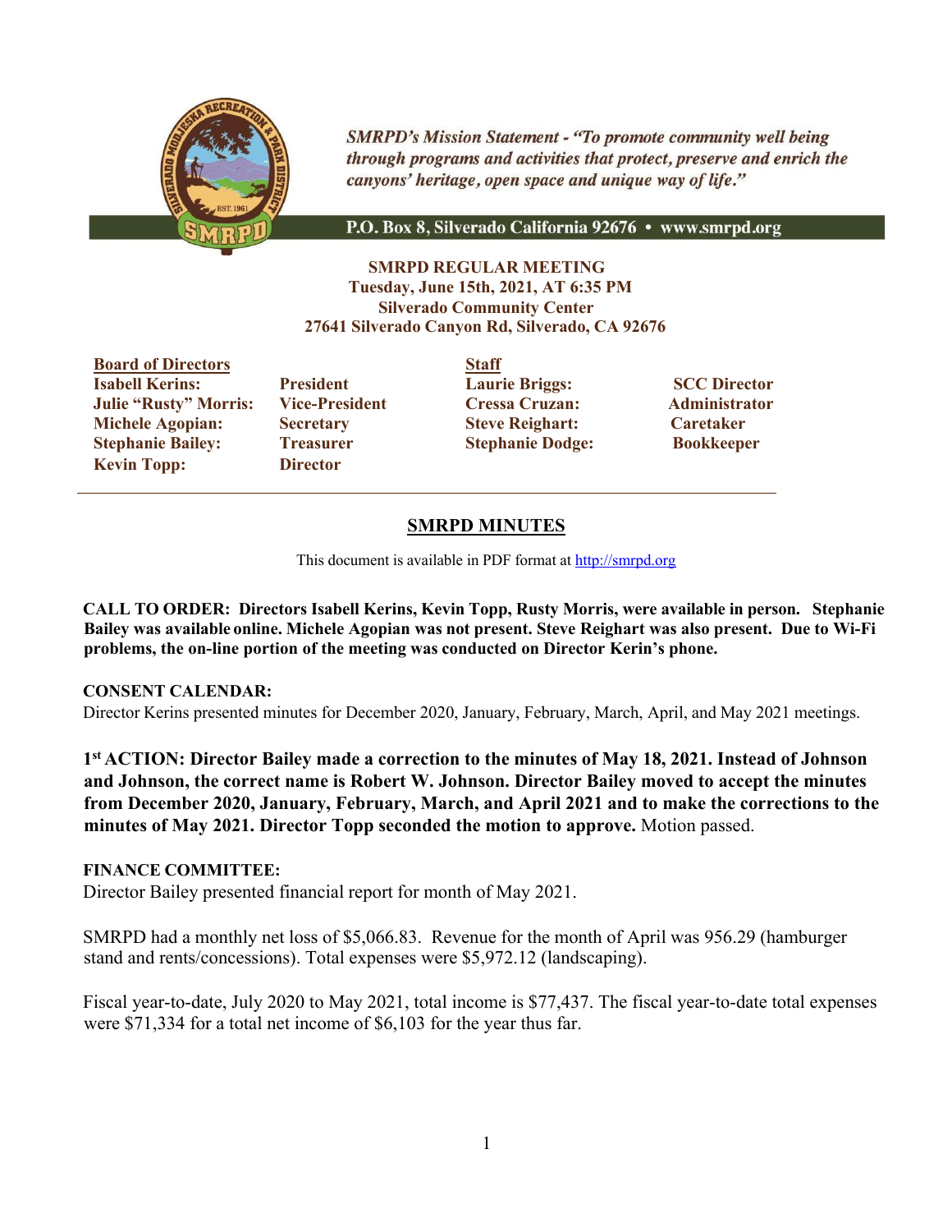*SMRPD's Mission Statement - "To promote community well being through programs and activities that protect, preserve and enrich the canyons' heritage, open space and unique way of life."*

**P.O. Box 8, Silverado California 92676 • www.smrpd.org**

**SMRPD REGULAR MEETING**
**Tuesday, June 15th, 2021, AT 6:35 PM**
**Silverado Community Center**
**27641 Silverado Canyon Rd, Silverado, CA 92676**

| **Board of Directors** | | **Staff** | |
|---|---|---|---|
| **Isabell Kerins:** | **President** | **Laurie Briggs:** | **SCC Director** |
| **Julie "Rusty" Morris:** | **Vice-President** | **Cressa Cruzan:** | **Administrator** |
| **Michele Agopian:** | **Secretary** | **Steve Reighart:** | **Caretaker** |
| **Stephanie Bailey:** | **Treasurer** | **Stephanie Dodge:** | **Bookkeeper** |
| **Kevin Topp:** | **Director** | | |

---

## SMRPD MINUTES

This document is available in PDF format at http://smrpd.org

**CALL TO ORDER: Directors Isabell Kerins, Kevin Topp, Rusty Morris, were available in person. Stephanie Bailey was available online. Michele Agopian was not present. Steve Reighart was also present. Due to Wi-Fi problems, the on-line portion of the meeting was conducted on Director Kerin's phone.**

**CONSENT CALENDAR:**
Director Kerins presented minutes for December 2020, January, February, March, April, and May 2021 meetings.

**1st ACTION: Director Bailey made a correction to the minutes of May 18, 2021. Instead of Johnson and Johnson, the correct name is Robert W. Johnson. Director Bailey moved to accept the minutes from December 2020, January, February, March, and April 2021 and to make the corrections to the minutes of May 2021. Director Topp seconded the motion to approve.** Motion passed.

**FINANCE COMMITTEE:**
Director Bailey presented financial report for month of May 2021.

SMRPD had a monthly net loss of $5,066.83. Revenue for the month of April was 956.29 (hamburger stand and rents/concessions). Total expenses were $5,972.12 (landscaping).

Fiscal year-to-date, July 2020 to May 2021, total income is $77,437. The fiscal year-to-date total expenses were $71,334 for a total net income of $6,103 for the year thus far.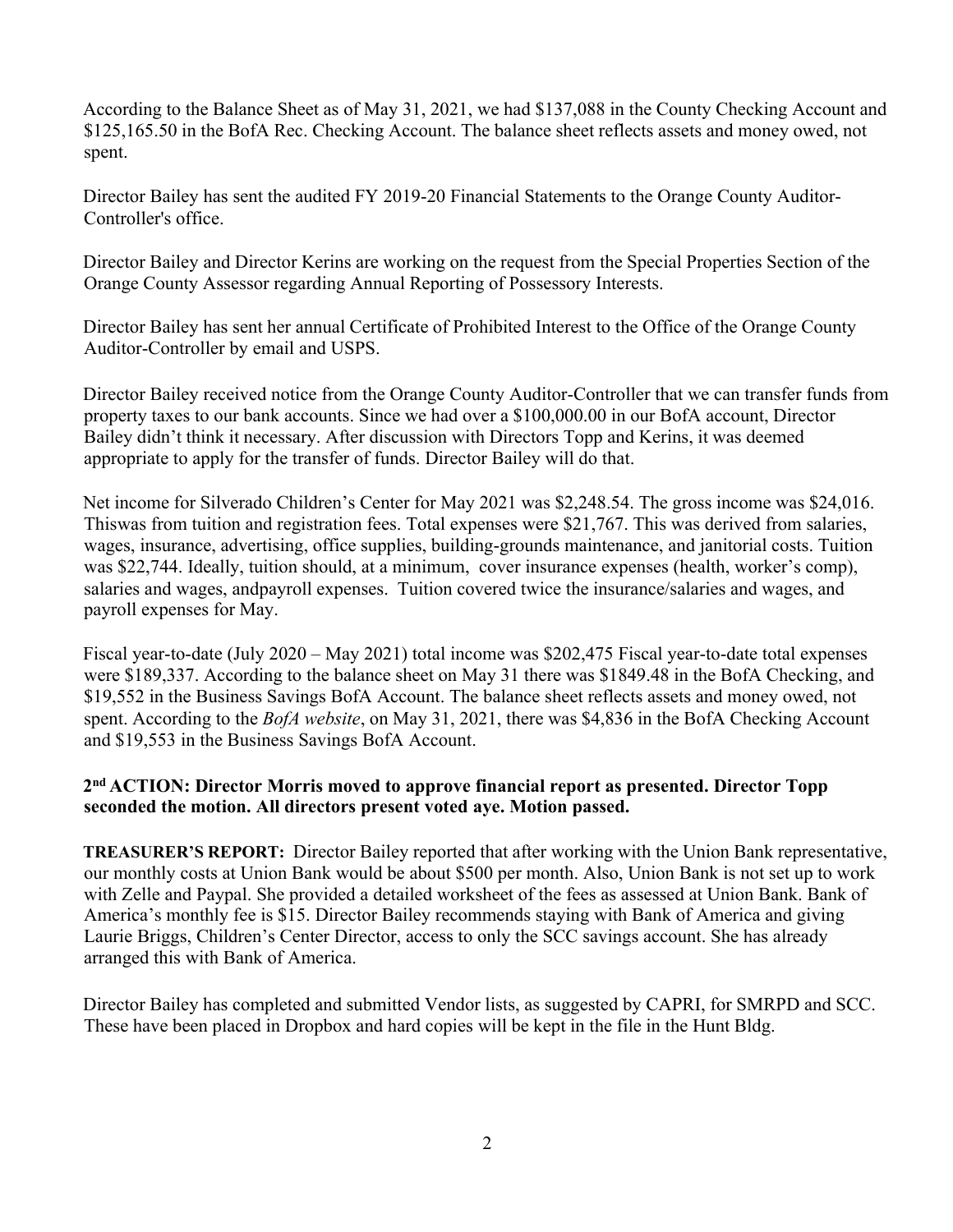According to the Balance Sheet as of May 31, 2021, we had $137,088 in the County Checking Account and $125,165.50 in the BofA Rec. Checking Account. The balance sheet reflects assets and money owed, not spent.

Director Bailey has sent the audited FY 2019-20 Financial Statements to the Orange County Auditor-Controller's office.

Director Bailey and Director Kerins are working on the request from the Special Properties Section of the Orange County Assessor regarding Annual Reporting of Possessory Interests.

Director Bailey has sent her annual Certificate of Prohibited Interest to the Office of the Orange County Auditor-Controller by email and USPS.

Director Bailey received notice from the Orange County Auditor-Controller that we can transfer funds from property taxes to our bank accounts. Since we had over a $100,000.00 in our BofA account, Director Bailey didn't think it necessary. After discussion with Directors Topp and Kerins, it was deemed appropriate to apply for the transfer of funds. Director Bailey will do that.

Net income for Silverado Children's Center for May 2021 was $2,248.54. The gross income was $24,016. Thiswas from tuition and registration fees. Total expenses were $21,767. This was derived from salaries, wages, insurance, advertising, office supplies, building-grounds maintenance, and janitorial costs. Tuition was $22,744. Ideally, tuition should, at a minimum, cover insurance expenses (health, worker's comp), salaries and wages, andpayroll expenses. Tuition covered twice the insurance/salaries and wages, and payroll expenses for May.

Fiscal year-to-date (July 2020 – May 2021) total income was $202,475 Fiscal year-to-date total expenses were $189,337. According to the balance sheet on May 31 there was $1849.48 in the BofA Checking, and $19,552 in the Business Savings BofA Account. The balance sheet reflects assets and money owed, not spent. According to the *BofA website*, on May 31, 2021, there was $4,836 in the BofA Checking Account and $19,553 in the Business Savings BofA Account.

**2nd ACTION: Director Morris moved to approve financial report as presented. Director Topp seconded the motion. All directors present voted aye. Motion passed.**

**TREASURER'S REPORT:** Director Bailey reported that after working with the Union Bank representative, our monthly costs at Union Bank would be about $500 per month. Also, Union Bank is not set up to work with Zelle and Paypal. She provided a detailed worksheet of the fees as assessed at Union Bank. Bank of America's monthly fee is $15. Director Bailey recommends staying with Bank of America and giving Laurie Briggs, Children's Center Director, access to only the SCC savings account. She has already arranged this with Bank of America.

Director Bailey has completed and submitted Vendor lists, as suggested by CAPRI, for SMRPD and SCC. These have been placed in Dropbox and hard copies will be kept in the file in the Hunt Bldg.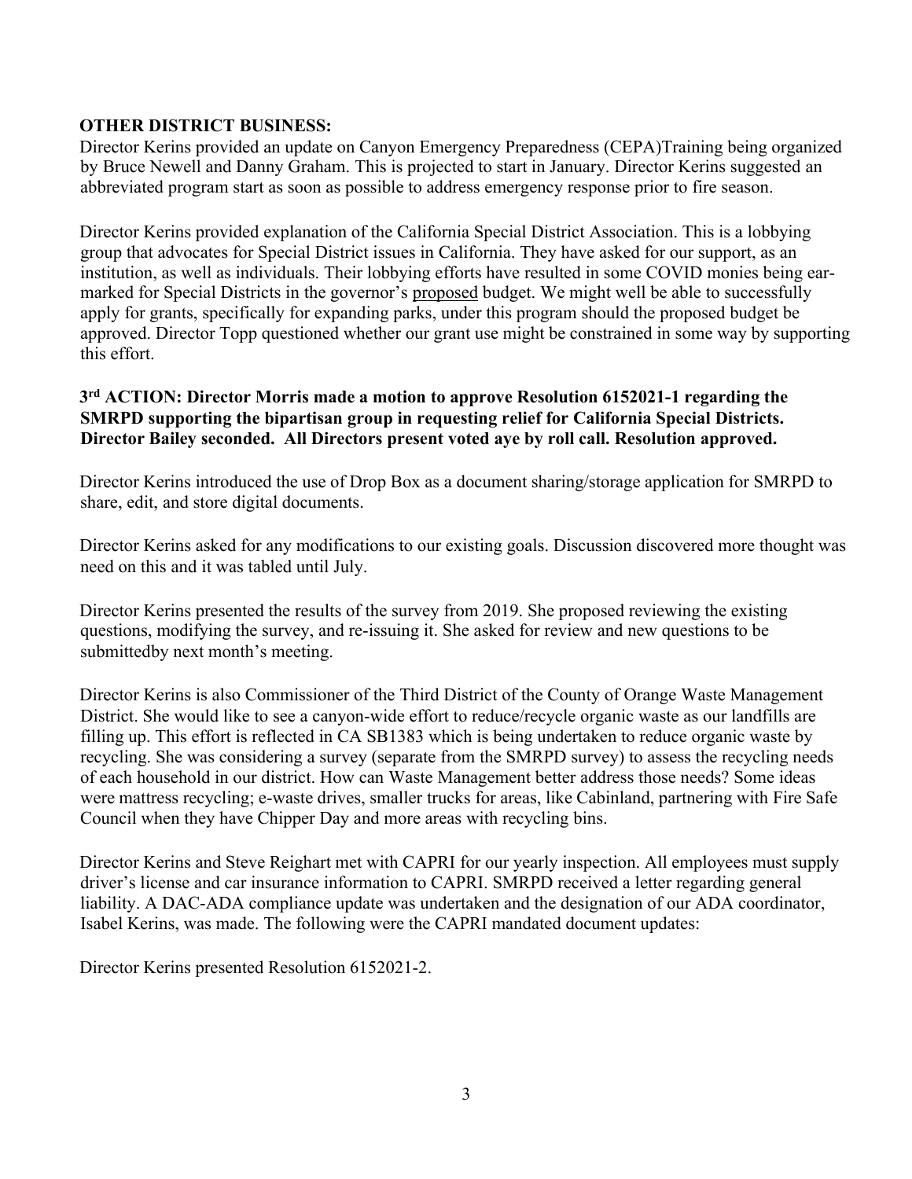**OTHER DISTRICT BUSINESS:**

Director Kerins provided an update on Canyon Emergency Preparedness (CEPA)Training being organized by Bruce Newell and Danny Graham. This is projected to start in January. Director Kerins suggested an abbreviated program start as soon as possible to address emergency response prior to fire season.

Director Kerins provided explanation of the California Special District Association. This is a lobbying group that advocates for Special District issues in California. They have asked for our support, as an institution, as well as individuals. Their lobbying efforts have resulted in some COVID monies being ear-marked for Special Districts in the governor's <u>proposed</u> budget. We might well be able to successfully apply for grants, specifically for expanding parks, under this program should the proposed budget be approved. Director Topp questioned whether our grant use might be constrained in some way by supporting this effort.

**3rd ACTION: Director Morris made a motion to approve Resolution 6152021-1 regarding the SMRPD supporting the bipartisan group in requesting relief for California Special Districts. Director Bailey seconded. All Directors present voted aye by roll call. Resolution approved.**

Director Kerins introduced the use of Drop Box as a document sharing/storage application for SMRPD to share, edit, and store digital documents.

Director Kerins asked for any modifications to our existing goals. Discussion discovered more thought was need on this and it was tabled until July.

Director Kerins presented the results of the survey from 2019. She proposed reviewing the existing questions, modifying the survey, and re-issuing it. She asked for review and new questions to be submittedby next month's meeting.

Director Kerins is also Commissioner of the Third District of the County of Orange Waste Management District. She would like to see a canyon-wide effort to reduce/recycle organic waste as our landfills are filling up. This effort is reflected in CA SB1383 which is being undertaken to reduce organic waste by recycling. She was considering a survey (separate from the SMRPD survey) to assess the recycling needs of each household in our district. How can Waste Management better address those needs? Some ideas were mattress recycling; e-waste drives, smaller trucks for areas, like Cabinland, partnering with Fire Safe Council when they have Chipper Day and more areas with recycling bins.

Director Kerins and Steve Reighart met with CAPRI for our yearly inspection. All employees must supply driver's license and car insurance information to CAPRI. SMRPD received a letter regarding general liability. A DAC-ADA compliance update was undertaken and the designation of our ADA coordinator, Isabel Kerins, was made. The following were the CAPRI mandated document updates:

Director Kerins presented Resolution 6152021-2.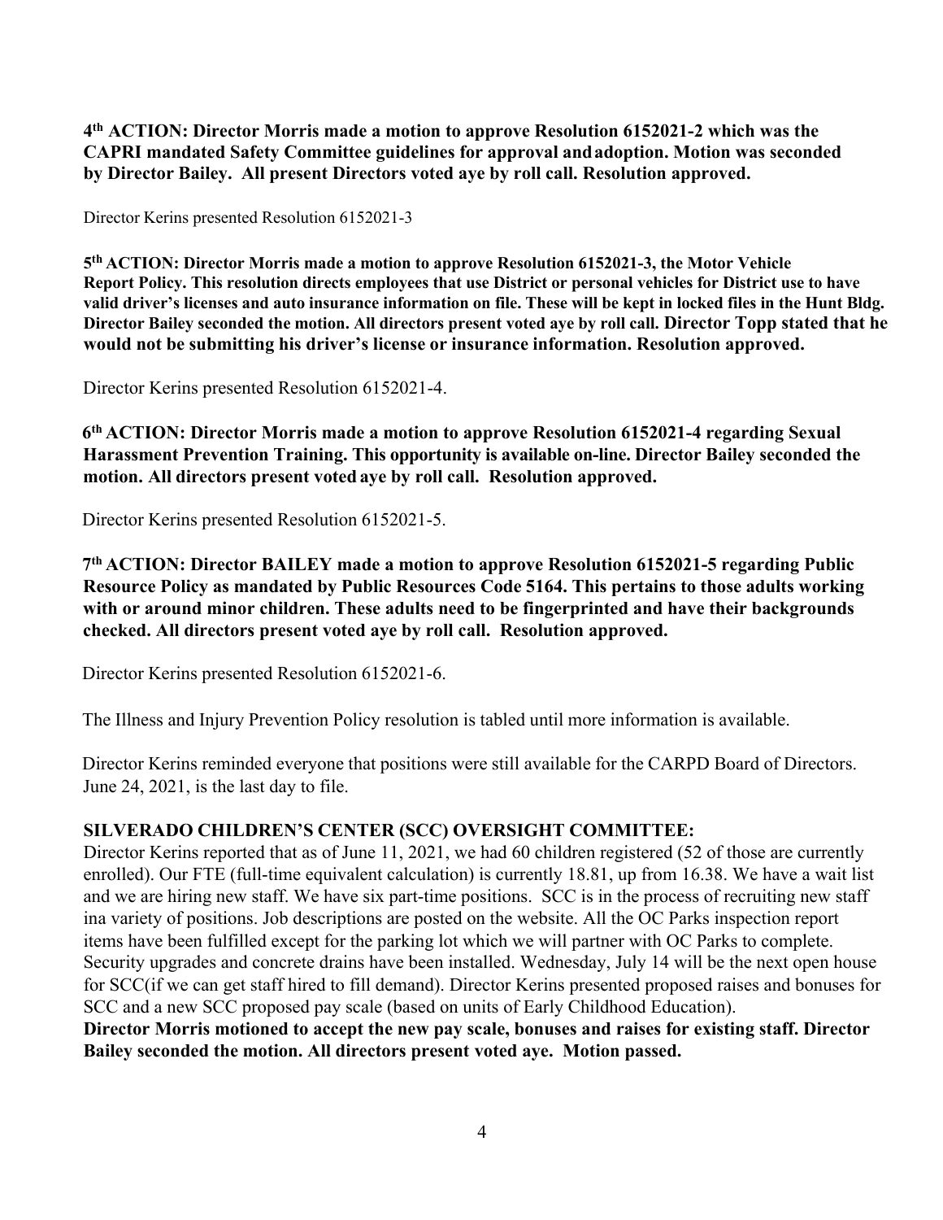**4th ACTION: Director Morris made a motion to approve Resolution 6152021-2 which was the CAPRI mandated Safety Committee guidelines for approval and adoption. Motion was seconded by Director Bailey. All present Directors voted aye by roll call. Resolution approved.**

Director Kerins presented Resolution 6152021-3

**5th ACTION: Director Morris made a motion to approve Resolution 6152021-3, the Motor Vehicle Report Policy. This resolution directs employees that use District or personal vehicles for District use to have valid driver's licenses and auto insurance information on file. These will be kept in locked files in the Hunt Bldg. Director Bailey seconded the motion. All directors present voted aye by roll call. Director Topp stated that he would not be submitting his driver's license or insurance information. Resolution approved.**

Director Kerins presented Resolution 6152021-4.

**6th ACTION: Director Morris made a motion to approve Resolution 6152021-4 regarding Sexual Harassment Prevention Training. This opportunity is available on-line. Director Bailey seconded the motion. All directors present voted aye by roll call. Resolution approved.**

Director Kerins presented Resolution 6152021-5.

**7th ACTION: Director BAILEY made a motion to approve Resolution 6152021-5 regarding Public Resource Policy as mandated by Public Resources Code 5164. This pertains to those adults working with or around minor children. These adults need to be fingerprinted and have their backgrounds checked. All directors present voted aye by roll call. Resolution approved.**

Director Kerins presented Resolution 6152021-6.

The Illness and Injury Prevention Policy resolution is tabled until more information is available.

Director Kerins reminded everyone that positions were still available for the CARPD Board of Directors. June 24, 2021, is the last day to file.

**SILVERADO CHILDREN'S CENTER (SCC) OVERSIGHT COMMITTEE:**

Director Kerins reported that as of June 11, 2021, we had 60 children registered (52 of those are currently enrolled). Our FTE (full-time equivalent calculation) is currently 18.81, up from 16.38. We have a wait list and we are hiring new staff. We have six part-time positions. SCC is in the process of recruiting new staff ina variety of positions. Job descriptions are posted on the website. All the OC Parks inspection report items have been fulfilled except for the parking lot which we will partner with OC Parks to complete. Security upgrades and concrete drains have been installed. Wednesday, July 14 will be the next open house for SCC(if we can get staff hired to fill demand). Director Kerins presented proposed raises and bonuses for SCC and a new SCC proposed pay scale (based on units of Early Childhood Education).

**Director Morris motioned to accept the new pay scale, bonuses and raises for existing staff. Director Bailey seconded the motion. All directors present voted aye. Motion passed.**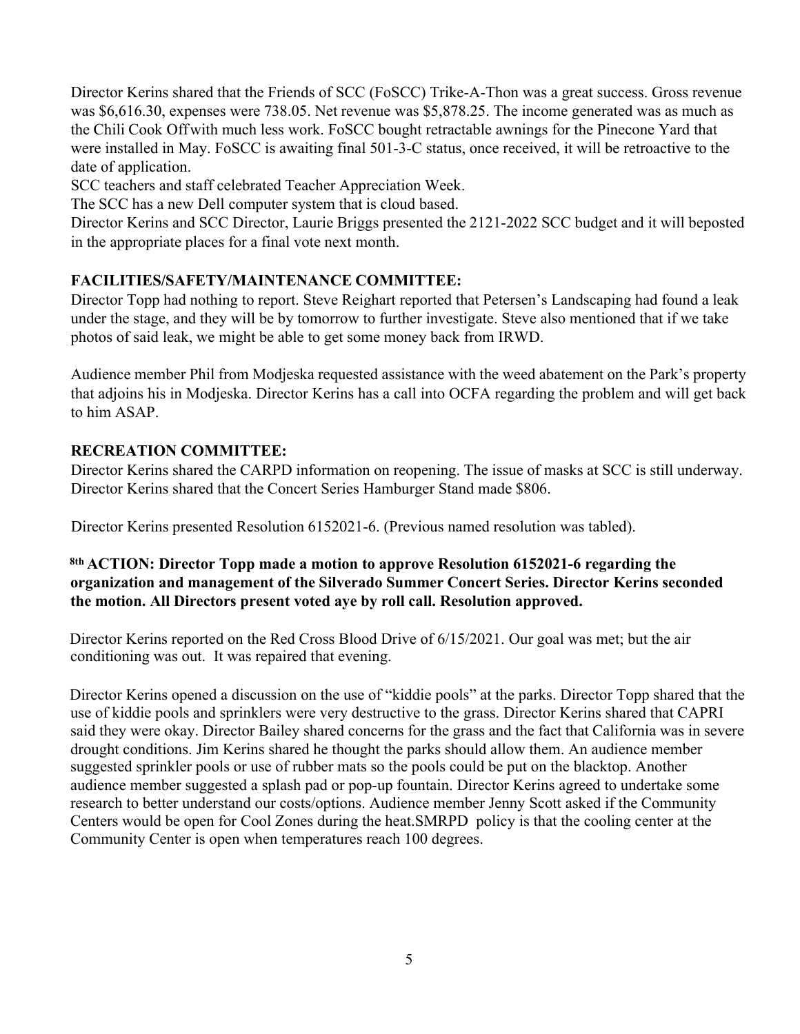Director Kerins shared that the Friends of SCC (FoSCC) Trike-A-Thon was a great success. Gross revenue was $6,616.30, expenses were 738.05. Net revenue was $5,878.25. The income generated was as much as the Chili Cook Off with much less work. FoSCC bought retractable awnings for the Pinecone Yard that were installed in May. FoSCC is awaiting final 501-3-C status, once received, it will be retroactive to the date of application.

SCC teachers and staff celebrated Teacher Appreciation Week.

The SCC has a new Dell computer system that is cloud based.

Director Kerins and SCC Director, Laurie Briggs presented the 2121-2022 SCC budget and it will beposted in the appropriate places for a final vote next month.

**FACILITIES/SAFETY/MAINTENANCE COMMITTEE:**

Director Topp had nothing to report. Steve Reighart reported that Petersen's Landscaping had found a leak under the stage, and they will be by tomorrow to further investigate. Steve also mentioned that if we take photos of said leak, we might be able to get some money back from IRWD.

Audience member Phil from Modjeska requested assistance with the weed abatement on the Park's property that adjoins his in Modjeska. Director Kerins has a call into OCFA regarding the problem and will get back to him ASAP.

**RECREATION COMMITTEE:**

Director Kerins shared the CARPD information on reopening. The issue of masks at SCC is still underway. Director Kerins shared that the Concert Series Hamburger Stand made $806.

Director Kerins presented Resolution 6152021-6. (Previous named resolution was tabled).

**8th ACTION: Director Topp made a motion to approve Resolution 6152021-6 regarding the organization and management of the Silverado Summer Concert Series. Director Kerins seconded the motion. All Directors present voted aye by roll call. Resolution approved.**

Director Kerins reported on the Red Cross Blood Drive of 6/15/2021. Our goal was met; but the air conditioning was out. It was repaired that evening.

Director Kerins opened a discussion on the use of "kiddie pools" at the parks. Director Topp shared that the use of kiddie pools and sprinklers were very destructive to the grass. Director Kerins shared that CAPRI said they were okay. Director Bailey shared concerns for the grass and the fact that California was in severe drought conditions. Jim Kerins shared he thought the parks should allow them. An audience member suggested sprinkler pools or use of rubber mats so the pools could be put on the blacktop. Another audience member suggested a splash pad or pop-up fountain. Director Kerins agreed to undertake some research to better understand our costs/options. Audience member Jenny Scott asked if the Community Centers would be open for Cool Zones during the heat.SMRPD policy is that the cooling center at the Community Center is open when temperatures reach 100 degrees.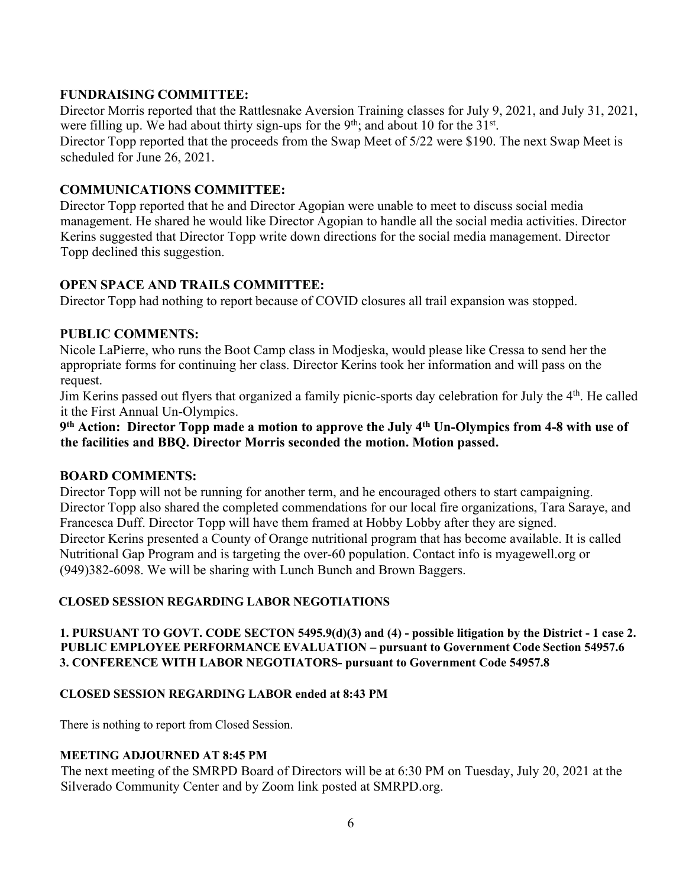### FUNDRAISING COMMITTEE:

Director Morris reported that the Rattlesnake Aversion Training classes for July 9, 2021, and July 31, 2021, were filling up. We had about thirty sign-ups for the 9th; and about 10 for the 31st.
Director Topp reported that the proceeds from the Swap Meet of 5/22 were $190. The next Swap Meet is scheduled for June 26, 2021.

### COMMUNICATIONS COMMITTEE:

Director Topp reported that he and Director Agopian were unable to meet to discuss social media management. He shared he would like Director Agopian to handle all the social media activities. Director Kerins suggested that Director Topp write down directions for the social media management. Director Topp declined this suggestion.

### OPEN SPACE AND TRAILS COMMITTEE:

Director Topp had nothing to report because of COVID closures all trail expansion was stopped.

### PUBLIC COMMENTS:

Nicole LaPierre, who runs the Boot Camp class in Modjeska, would please like Cressa to send her the appropriate forms for continuing her class. Director Kerins took her information and will pass on the request.
Jim Kerins passed out flyers that organized a family picnic-sports day celebration for July the 4th. He called it the First Annual Un-Olympics.

**9th Action: Director Topp made a motion to approve the July 4th Un-Olympics from 4-8 with use of the facilities and BBQ. Director Morris seconded the motion. Motion passed.**

### BOARD COMMENTS:

Director Topp will not be running for another term, and he encouraged others to start campaigning.
Director Topp also shared the completed commendations for our local fire organizations, Tara Saraye, and Francesca Duff. Director Topp will have them framed at Hobby Lobby after they are signed.
Director Kerins presented a County of Orange nutritional program that has become available. It is called Nutritional Gap Program and is targeting the over-60 population. Contact info is myagewell.org or (949)382-6098. We will be sharing with Lunch Bunch and Brown Baggers.

#### CLOSED SESSION REGARDING LABOR NEGOTIATIONS

**1. PURSUANT TO GOVT. CODE SECTON 5495.9(d)(3) and (4) - possible litigation by the District - 1 case 2. PUBLIC EMPLOYEE PERFORMANCE EVALUATION – pursuant to Government Code Section 54957.6**
**3. CONFERENCE WITH LABOR NEGOTIATORS- pursuant to Government Code 54957.8**

**CLOSED SESSION REGARDING LABOR ended at 8:43 PM**

There is nothing to report from Closed Session.

**MEETING ADJOURNED AT 8:45 PM**

The next meeting of the SMRPD Board of Directors will be at 6:30 PM on Tuesday, July 20, 2021 at the Silverado Community Center and by Zoom link posted at SMRPD.org.